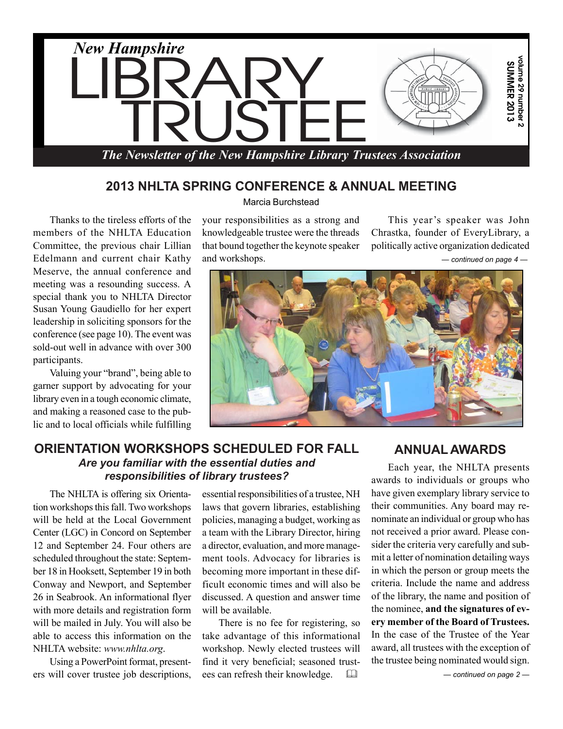# New Hampshire LIBRARY TRUSTEE

*The Newsletter of the New Hampshire Library Trustees Association*

volume 29 number 2
SUMMER 2013

## 2013 NHLTA SPRING CONFERENCE & ANNUAL MEETING

Marcia Burchstead

Thanks to the tireless efforts of the members of the NHLTA Education Committee, the previous chair Lillian Edelmann and current chair Kathy Meserve, the annual conference and meeting was a resounding success. A special thank you to NHLTA Director Susan Young Gaudiello for her expert leadership in soliciting sponsors for the conference (see page 10). The event was sold-out well in advance with over 300 participants.

Valuing your "brand", being able to garner support by advocating for your library even in a tough economic climate, and making a reasoned case to the public and to local officials while fulfilling your responsibilities as a strong and knowledgeable trustee were the threads that bound together the keynote speaker and workshops.

This year's speaker was John Chrastka, founder of EveryLibrary, a politically active organization dedicated

*— continued on page 4 —*

## ORIENTATION WORKSHOPS SCHEDULED FOR FALL

### *Are you familiar with the essential duties and responsibilities of library trustees?*

The NHLTA is offering six Orientation workshops this fall. Two workshops will be held at the Local Government Center (LGC) in Concord on September 12 and September 24. Four others are scheduled throughout the state: September 18 in Hooksett, September 19 in both Conway and Newport, and September 26 in Seabrook. An informational flyer with more details and registration form will be mailed in July. You will also be able to access this information on the NHLTA website: *www.nhlta.org*.

Using a PowerPoint format, presenters will cover trustee job descriptions, essential responsibilities of a trustee, NH laws that govern libraries, establishing policies, managing a budget, working as a team with the Library Director, hiring a director, evaluation, and more management tools. Advocacy for libraries is becoming more important in these difficult economic times and will also be discussed. A question and answer time will be available.

There is no fee for registering, so take advantage of this informational workshop. Newly elected trustees will find it very beneficial; seasoned trustees can refresh their knowledge.

## ANNUAL AWARDS

Each year, the NHLTA presents awards to individuals or groups who have given exemplary library service to their communities. Any board may renominate an individual or group who has not received a prior award. Please consider the criteria very carefully and submit a letter of nomination detailing ways in which the person or group meets the criteria. Include the name and address of the library, the name and position of the nominee, **and the signatures of every member of the Board of Trustees.** In the case of the Trustee of the Year award, all trustees with the exception of the trustee being nominated would sign.

*— continued on page 2 —*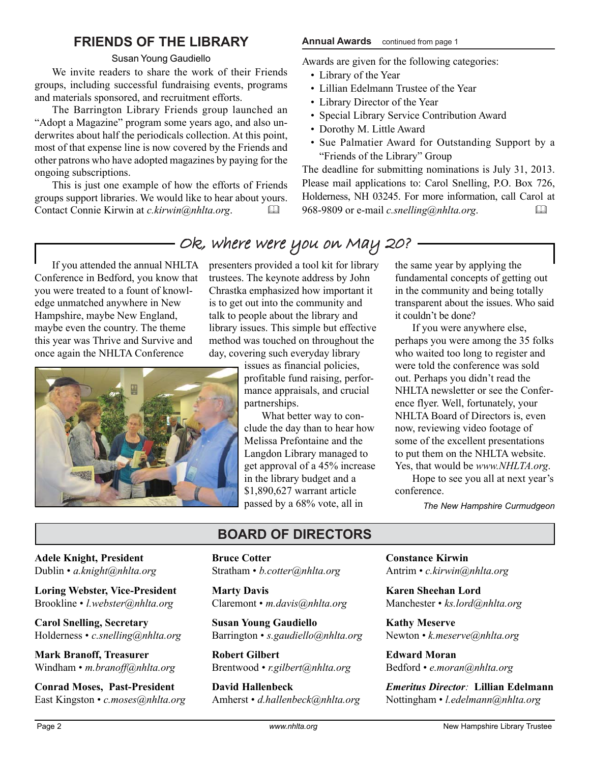## FRIENDS OF THE LIBRARY

Susan Young Gaudiello

We invite readers to share the work of their Friends groups, including successful fundraising events, programs and materials sponsored, and recruitment efforts.

The Barrington Library Friends group launched an "Adopt a Magazine" program some years ago, and also underwrites about half the periodicals collection. At this point, most of that expense line is now covered by the Friends and other patrons who have adopted magazines by paying for the ongoing subscriptions.

This is just one example of how the efforts of Friends groups support libraries. We would like to hear about yours. Contact Connie Kirwin at *c.kirwin@nhlta.org*.

**Annual Awards** continued from page 1

Awards are given for the following categories:

- Library of the Year
- Lillian Edelmann Trustee of the Year
- Library Director of the Year
- Special Library Service Contribution Award
- Dorothy M. Little Award
- Sue Palmatier Award for Outstanding Support by a "Friends of the Library" Group

The deadline for submitting nominations is July 31, 2013. Please mail applications to: Carol Snelling, P.O. Box 726, Holderness, NH 03245. For more information, call Carol at 968-9809 or e-mail *c.snelling@nhlta.org*.

## Ok, where were you on May 20?

If you attended the annual NHLTA Conference in Bedford, you know that you were treated to a fount of knowledge unmatched anywhere in New Hampshire, maybe New England, maybe even the country. The theme this year was Thrive and Survive and once again the NHLTA Conference presenters provided a tool kit for library trustees. The keynote address by John Chrastka emphasized how important it is to get out into the community and talk to people about the library and library issues. This simple but effective method was touched on throughout the day, covering such everyday library issues as financial policies, profitable fund raising, performance appraisals, and crucial partnerships.

What better way to conclude the day than to hear how Melissa Prefontaine and the Langdon Library managed to get approval of a 45% increase in the library budget and a $1,890,627 warrant article passed by a 68% vote, all in the same year by applying the fundamental concepts of getting out in the community and being totally transparent about the issues. Who said it couldn't be done?

If you were anywhere else, perhaps you were among the 35 folks who waited too long to register and were told the conference was sold out. Perhaps you didn't read the NHLTA newsletter or see the Conference flyer. Well, fortunately, your NHLTA Board of Directors is, even now, reviewing video footage of some of the excellent presentations to put them on the NHLTA website. Yes, that would be *www.NHLTA.org*.

Hope to see you all at next year's conference.

*The New Hampshire Curmudgeon*

## BOARD OF DIRECTORS

**Adele Knight, President**
Dublin • *a.knight@nhlta.org*

**Loring Webster, Vice-President**
Brookline • *l.webster@nhlta.org*

**Carol Snelling, Secretary**
Holderness • *c.snelling@nhlta.org*

**Mark Branoff, Treasurer**
Windham • *m.branoff@nhlta.org*

**Conrad Moses, Past-President**
East Kingston • *c.moses@nhlta.org*

**Bruce Cotter**
Stratham • *b.cotter@nhlta.org*

**Marty Davis**
Claremont • *m.davis@nhlta.org*

**Susan Young Gaudiello**
Barrington • *s.gaudiello@nhlta.org*

**Robert Gilbert**
Brentwood • *r.gilbert@nhlta.org*

**David Hallenbeck**
Amherst • *d.hallenbeck@nhlta.org*

**Constance Kirwin**
Antrim • *c.kirwin@nhlta.org*

**Karen Sheehan Lord**
Manchester • *ks.lord@nhlta.org*

**Kathy Meserve**
Newton • *k.meserve@nhlta.org*

**Edward Moran**
Bedford • *e.moran@nhlta.org*

***Emeritus Director*:** **Lillian Edelmann**
Nottingham • *l.edelmann@nhlta.org*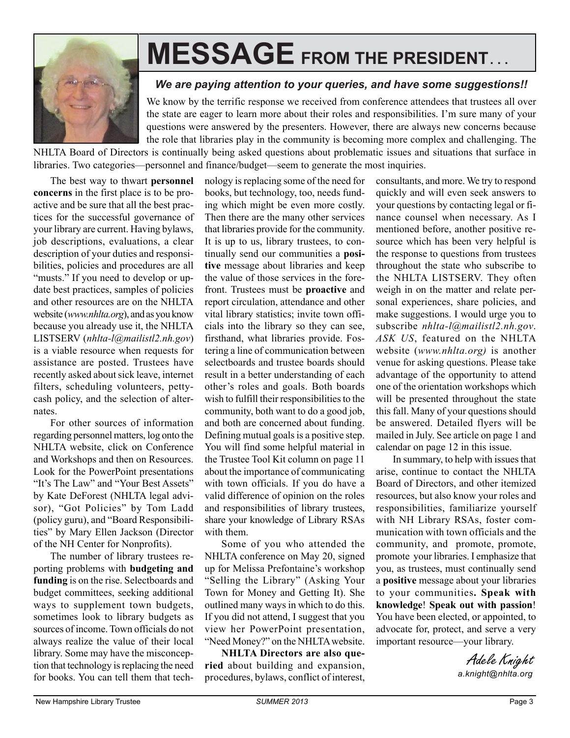# MESSAGE FROM THE PRESIDENT...

### *We are paying attention to your queries, and have some suggestions!!*

We know by the terrific response we received from conference attendees that trustees all over the state are eager to learn more about their roles and responsibilities. I'm sure many of your questions were answered by the presenters. However, there are always new concerns because the role that libraries play in the community is becoming more complex and challenging. The NHLTA Board of Directors is continually being asked questions about problematic issues and situations that surface in libraries. Two categories—personnel and finance/budget—seem to generate the most inquiries.

The best way to thwart **personnel concerns** in the first place is to be proactive and be sure that all the best practices for the successful governance of your library are current. Having bylaws, job descriptions, evaluations, a clear description of your duties and responsibilities, policies and procedures are all "musts." If you need to develop or update best practices, samples of policies and other resources are on the NHLTA website (*www.nhlta.org*), and as you know because you already use it, the NHLTA LISTSERV (*nhlta-l@mailistl2.nh.gov*) is a viable resource when requests for assistance are posted. Trustees have recently asked about sick leave, internet filters, scheduling volunteers, petty-cash policy, and the selection of alternates.

For other sources of information regarding personnel matters, log onto the NHLTA website, click on Conference and Workshops and then on Resources. Look for the PowerPoint presentations "It's The Law" and "Your Best Assets" by Kate DeForest (NHLTA legal advisor), "Got Policies" by Tom Ladd (policy guru), and "Board Responsibilities" by Mary Ellen Jackson (Director of the NH Center for Nonprofits).

The number of library trustees reporting problems with **budgeting and funding** is on the rise. Selectboards and budget committees, seeking additional ways to supplement town budgets, sometimes look to library budgets as sources of income. Town officials do not always realize the value of their local library. Some may have the misconception that technology is replacing the need for books. You can tell them that technology is replacing some of the need for books, but technology, too, needs funding which might be even more costly. Then there are the many other services that libraries provide for the community. It is up to us, library trustees, to continually send our communities a **positive** message about libraries and keep the value of those services in the forefront. Trustees must be **proactive** and report circulation, attendance and other vital library statistics; invite town officials into the library so they can see, firsthand, what libraries provide. Fostering a line of communication between selectboards and trustee boards should result in a better understanding of each other's roles and goals. Both boards wish to fulfill their responsibilities to the community, both want to do a good job, and both are concerned about funding. Defining mutual goals is a positive step. You will find some helpful material in the Trustee Tool Kit column on page 11 about the importance of communicating with town officials. If you do have a valid difference of opinion on the roles and responsibilities of library trustees, share your knowledge of Library RSAs with them.

Some of you who attended the NHLTA conference on May 20, signed up for Melissa Prefontaine's workshop "Selling the Library" (Asking Your Town for Money and Getting It). She outlined many ways in which to do this. If you did not attend, I suggest that you view her PowerPoint presentation, "Need Money?" on the NHLTA website.

**NHLTA Directors are also queried** about building and expansion, procedures, bylaws, conflict of interest, consultants, and more. We try to respond quickly and will even seek answers to your questions by contacting legal or finance counsel when necessary. As I mentioned before, another positive resource which has been very helpful is the response to questions from trustees throughout the state who subscribe to the NHLTA LISTSERV. They often weigh in on the matter and relate personal experiences, share policies, and make suggestions. I would urge you to subscribe *nhlta-l@mailistl2.nh.gov*. *ASK US*, featured on the NHLTA website (*www.nhlta.org)* is another venue for asking questions. Please take advantage of the opportunity to attend one of the orientation workshops which will be presented throughout the state this fall. Many of your questions should be answered. Detailed flyers will be mailed in July. See article on page 1 and calendar on page 12 in this issue.

In summary, to help with issues that arise, continue to contact the NHLTA Board of Directors, and other itemized resources, but also know your roles and responsibilities, familiarize yourself with NH Library RSAs, foster communication with town officials and the community, and promote, promote, promote your libraries. I emphasize that you, as trustees, must continually send a **positive** message about your libraries to your communities**. Speak with knowledge**! **Speak out with passion**! You have been elected, or appointed, to advocate for, protect, and serve a very important resource—your library.

*Adele Knight*
*a.knight@nhlta.org*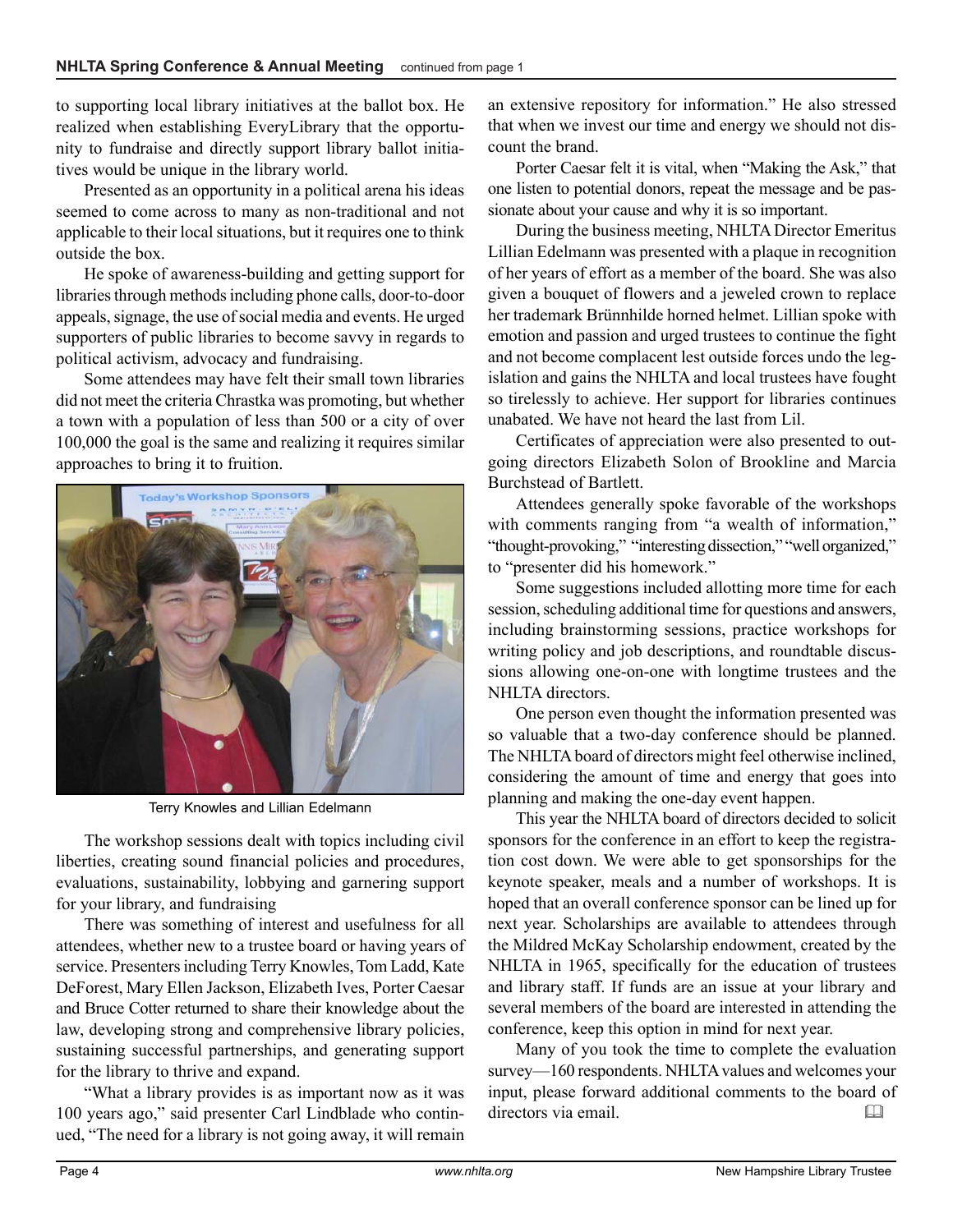to supporting local library initiatives at the ballot box. He realized when establishing EveryLibrary that the opportunity to fundraise and directly support library ballot initiatives would be unique in the library world.

Presented as an opportunity in a political arena his ideas seemed to come across to many as non-traditional and not applicable to their local situations, but it requires one to think outside the box.

He spoke of awareness-building and getting support for libraries through methods including phone calls, door-to-door appeals, signage, the use of social media and events. He urged supporters of public libraries to become savvy in regards to political activism, advocacy and fundraising.

Some attendees may have felt their small town libraries did not meet the criteria Chrastka was promoting, but whether a town with a population of less than 500 or a city of over 100,000 the goal is the same and realizing it requires similar approaches to bring it to fruition.

Terry Knowles and Lillian Edelmann

The workshop sessions dealt with topics including civil liberties, creating sound financial policies and procedures, evaluations, sustainability, lobbying and garnering support for your library, and fundraising

There was something of interest and usefulness for all attendees, whether new to a trustee board or having years of service. Presenters including Terry Knowles, Tom Ladd, Kate DeForest, Mary Ellen Jackson, Elizabeth Ives, Porter Caesar and Bruce Cotter returned to share their knowledge about the law, developing strong and comprehensive library policies, sustaining successful partnerships, and generating support for the library to thrive and expand.

"What a library provides is as important now as it was 100 years ago," said presenter Carl Lindblade who continued, "The need for a library is not going away, it will remain an extensive repository for information." He also stressed that when we invest our time and energy we should not discount the brand.

Porter Caesar felt it is vital, when "Making the Ask," that one listen to potential donors, repeat the message and be passionate about your cause and why it is so important.

During the business meeting, NHLTA Director Emeritus Lillian Edelmann was presented with a plaque in recognition of her years of effort as a member of the board. She was also given a bouquet of flowers and a jeweled crown to replace her trademark Brünnhilde horned helmet. Lillian spoke with emotion and passion and urged trustees to continue the fight and not become complacent lest outside forces undo the legislation and gains the NHLTA and local trustees have fought so tirelessly to achieve. Her support for libraries continues unabated. We have not heard the last from Lil.

Certificates of appreciation were also presented to outgoing directors Elizabeth Solon of Brookline and Marcia Burchstead of Bartlett.

Attendees generally spoke favorable of the workshops with comments ranging from "a wealth of information," "thought-provoking," "interesting dissection," "well organized," to "presenter did his homework."

Some suggestions included allotting more time for each session, scheduling additional time for questions and answers, including brainstorming sessions, practice workshops for writing policy and job descriptions, and roundtable discussions allowing one-on-one with longtime trustees and the NHLTA directors.

One person even thought the information presented was so valuable that a two-day conference should be planned. The NHLTA board of directors might feel otherwise inclined, considering the amount of time and energy that goes into planning and making the one-day event happen.

This year the NHLTA board of directors decided to solicit sponsors for the conference in an effort to keep the registration cost down. We were able to get sponsorships for the keynote speaker, meals and a number of workshops. It is hoped that an overall conference sponsor can be lined up for next year. Scholarships are available to attendees through the Mildred McKay Scholarship endowment, created by the NHLTA in 1965, specifically for the education of trustees and library staff. If funds are an issue at your library and several members of the board are interested in attending the conference, keep this option in mind for next year.

Many of you took the time to complete the evaluation survey—160 respondents. NHLTA values and welcomes your input, please forward additional comments to the board of directors via email.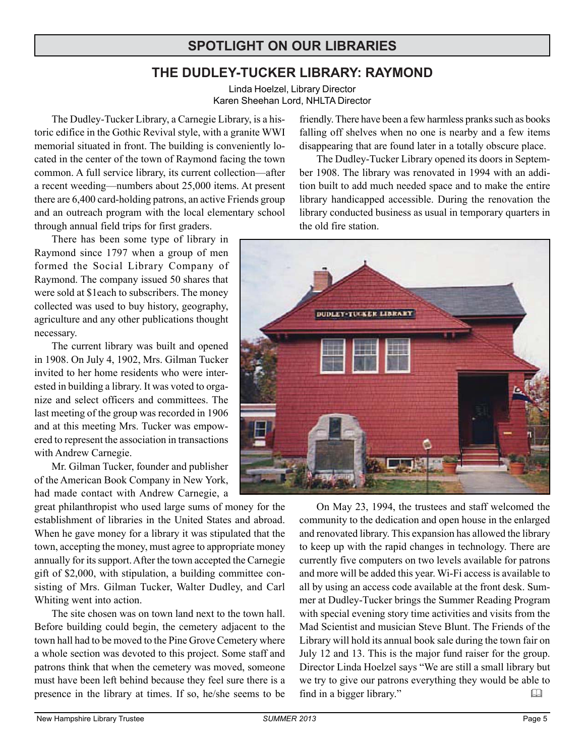## SPOTLIGHT ON OUR LIBRARIES

### THE DUDLEY-TUCKER LIBRARY: RAYMOND

Linda Hoelzel, Library Director
Karen Sheehan Lord, NHLTA Director

The Dudley-Tucker Library, a Carnegie Library, is a historic edifice in the Gothic Revival style, with a granite WWI memorial situated in front. The building is conveniently located in the center of the town of Raymond facing the town common. A full service library, its current collection—after a recent weeding—numbers about 25,000 items. At present there are 6,400 card-holding patrons, an active Friends group and an outreach program with the local elementary school through annual field trips for first graders.

There has been some type of library in Raymond since 1797 when a group of men formed the Social Library Company of Raymond. The company issued 50 shares that were sold at $1each to subscribers. The money collected was used to buy history, geography, agriculture and any other publications thought necessary.

The current library was built and opened in 1908. On July 4, 1902, Mrs. Gilman Tucker invited to her home residents who were interested in building a library. It was voted to organize and select officers and committees. The last meeting of the group was recorded in 1906 and at this meeting Mrs. Tucker was empowered to represent the association in transactions with Andrew Carnegie.

Mr. Gilman Tucker, founder and publisher of the American Book Company in New York, had made contact with Andrew Carnegie, a great philanthropist who used large sums of money for the establishment of libraries in the United States and abroad. When he gave money for a library it was stipulated that the town, accepting the money, must agree to appropriate money annually for its support. After the town accepted the Carnegie gift of $2,000, with stipulation, a building committee consisting of Mrs. Gilman Tucker, Walter Dudley, and Carl Whiting went into action.

The site chosen was on town land next to the town hall. Before building could begin, the cemetery adjacent to the town hall had to be moved to the Pine Grove Cemetery where a whole section was devoted to this project. Some staff and patrons think that when the cemetery was moved, someone must have been left behind because they feel sure there is a presence in the library at times. If so, he/she seems to be friendly. There have been a few harmless pranks such as books falling off shelves when no one is nearby and a few items disappearing that are found later in a totally obscure place.

The Dudley-Tucker Library opened its doors in September 1908. The library was renovated in 1994 with an addition built to add much needed space and to make the entire library handicapped accessible. During the renovation the library conducted business as usual in temporary quarters in the old fire station.

On May 23, 1994, the trustees and staff welcomed the community to the dedication and open house in the enlarged and renovated library. This expansion has allowed the library to keep up with the rapid changes in technology. There are currently five computers on two levels available for patrons and more will be added this year. Wi-Fi access is available to all by using an access code available at the front desk. Summer at Dudley-Tucker brings the Summer Reading Program with special evening story time activities and visits from the Mad Scientist and musician Steve Blunt. The Friends of the Library will hold its annual book sale during the town fair on July 12 and 13. This is the major fund raiser for the group. Director Linda Hoelzel says "We are still a small library but we try to give our patrons everything they would be able to find in a bigger library."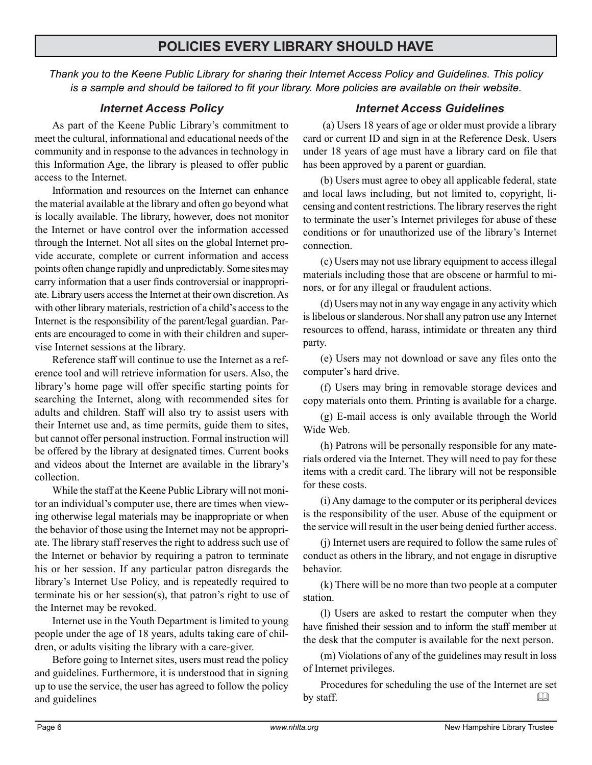# POLICIES EVERY LIBRARY SHOULD HAVE

*Thank you to the Keene Public Library for sharing their Internet Access Policy and Guidelines. This policy is a sample and should be tailored to fit your library. More policies are available on their website.*

## *Internet Access Policy*

As part of the Keene Public Library's commitment to meet the cultural, informational and educational needs of the community and in response to the advances in technology in this Information Age, the library is pleased to offer public access to the Internet.

Information and resources on the Internet can enhance the material available at the library and often go beyond what is locally available. The library, however, does not monitor the Internet or have control over the information accessed through the Internet. Not all sites on the global Internet provide accurate, complete or current information and access points often change rapidly and unpredictably. Some sites may carry information that a user finds controversial or inappropriate. Library users access the Internet at their own discretion. As with other library materials, restriction of a child's access to the Internet is the responsibility of the parent/legal guardian. Parents are encouraged to come in with their children and supervise Internet sessions at the library.

Reference staff will continue to use the Internet as a reference tool and will retrieve information for users. Also, the library's home page will offer specific starting points for searching the Internet, along with recommended sites for adults and children. Staff will also try to assist users with their Internet use and, as time permits, guide them to sites, but cannot offer personal instruction. Formal instruction will be offered by the library at designated times. Current books and videos about the Internet are available in the library's collection.

While the staff at the Keene Public Library will not monitor an individual's computer use, there are times when viewing otherwise legal materials may be inappropriate or when the behavior of those using the Internet may not be appropriate. The library staff reserves the right to address such use of the Internet or behavior by requiring a patron to terminate his or her session. If any particular patron disregards the library's Internet Use Policy, and is repeatedly required to terminate his or her session(s), that patron's right to use of the Internet may be revoked.

Internet use in the Youth Department is limited to young people under the age of 18 years, adults taking care of children, or adults visiting the library with a care-giver.

Before going to Internet sites, users must read the policy and guidelines. Furthermore, it is understood that in signing up to use the service, the user has agreed to follow the policy and guidelines

## *Internet Access Guidelines*

(a) Users 18 years of age or older must provide a library card or current ID and sign in at the Reference Desk. Users under 18 years of age must have a library card on file that has been approved by a parent or guardian.

(b) Users must agree to obey all applicable federal, state and local laws including, but not limited to, copyright, licensing and content restrictions. The library reserves the right to terminate the user's Internet privileges for abuse of these conditions or for unauthorized use of the library's Internet connection.

(c) Users may not use library equipment to access illegal materials including those that are obscene or harmful to minors, or for any illegal or fraudulent actions.

(d) Users may not in any way engage in any activity which is libelous or slanderous. Nor shall any patron use any Internet resources to offend, harass, intimidate or threaten any third party.

(e) Users may not download or save any files onto the computer's hard drive.

(f) Users may bring in removable storage devices and copy materials onto them. Printing is available for a charge.

(g) E-mail access is only available through the World Wide Web.

(h) Patrons will be personally responsible for any materials ordered via the Internet. They will need to pay for these items with a credit card. The library will not be responsible for these costs.

(i) Any damage to the computer or its peripheral devices is the responsibility of the user. Abuse of the equipment or the service will result in the user being denied further access.

(j) Internet users are required to follow the same rules of conduct as others in the library, and not engage in disruptive behavior.

(k) There will be no more than two people at a computer station.

(l) Users are asked to restart the computer when they have finished their session and to inform the staff member at the desk that the computer is available for the next person.

(m) Violations of any of the guidelines may result in loss of Internet privileges.

Procedures for scheduling the use of the Internet are set by staff.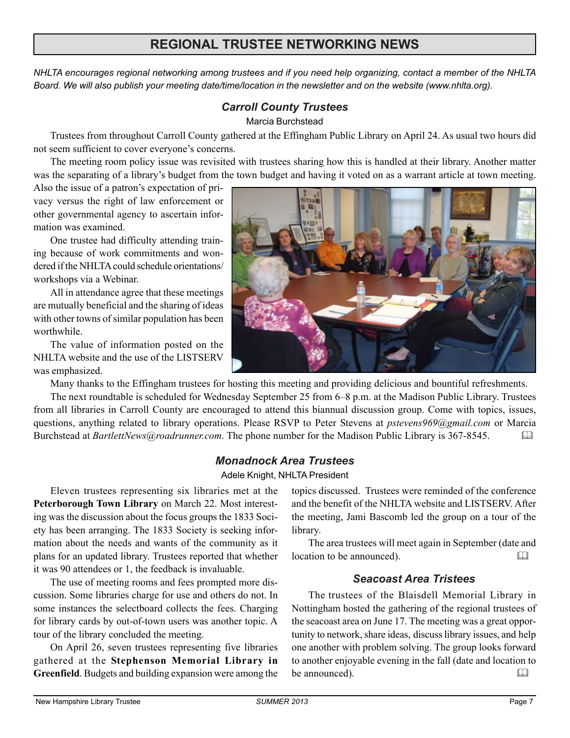# REGIONAL TRUSTEE NETWORKING NEWS

*NHLTA encourages regional networking among trustees and if you need help organizing, contact a member of the NHLTA Board. We will also publish your meeting date/time/location in the newsletter and on the website (www.nhlta.org).*

## *Carroll County Trustees*

Marcia Burchstead

Trustees from throughout Carroll County gathered at the Effingham Public Library on April 24. As usual two hours did not seem sufficient to cover everyone's concerns.

The meeting room policy issue was revisited with trustees sharing how this is handled at their library. Another matter was the separating of a library's budget from the town budget and having it voted on as a warrant article at town meeting. Also the issue of a patron's expectation of privacy versus the right of law enforcement or other governmental agency to ascertain information was examined.

One trustee had difficulty attending training because of work commitments and wondered if the NHLTA could schedule orientations/workshops via a Webinar.

All in attendance agree that these meetings are mutually beneficial and the sharing of ideas with other towns of similar population has been worthwhile.

The value of information posted on the NHLTA website and the use of the LISTSERV was emphasized.

Many thanks to the Effingham trustees for hosting this meeting and providing delicious and bountiful refreshments.

The next roundtable is scheduled for Wednesday September 25 from 6–8 p.m. at the Madison Public Library. Trustees from all libraries in Carroll County are encouraged to attend this biannual discussion group. Come with topics, issues, questions, anything related to library operations. Please RSVP to Peter Stevens at *pstevens969@gmail.com* or Marcia Burchstead at *BartlettNews@roadrunner.com*. The phone number for the Madison Public Library is 367-8545.

## *Monadnock Area Trustees*

Adele Knight, NHLTA President

Eleven trustees representing six libraries met at the **Peterborough Town Library** on March 22. Most interesting was the discussion about the focus groups the 1833 Society has been arranging. The 1833 Society is seeking information about the needs and wants of the community as it plans for an updated library. Trustees reported that whether it was 90 attendees or 1, the feedback is invaluable.

The use of meeting rooms and fees prompted more discussion. Some libraries charge for use and others do not. In some instances the selectboard collects the fees. Charging for library cards by out-of-town users was another topic. A tour of the library concluded the meeting.

On April 26, seven trustees representing five libraries gathered at the **Stephenson Memorial Library in Greenfield**. Budgets and building expansion were among the topics discussed. Trustees were reminded of the conference and the benefit of the NHLTA website and LISTSERV. After the meeting, Jami Bascomb led the group on a tour of the library.

The area trustees will meet again in September (date and location to be announced).

## *Seacoast Area Tristees*

The trustees of the Blaisdell Memorial Library in Nottingham hosted the gathering of the regional trustees of the seacoast area on June 17. The meeting was a great opportunity to network, share ideas, discuss library issues, and help one another with problem solving. The group looks forward to another enjoyable evening in the fall (date and location to be announced).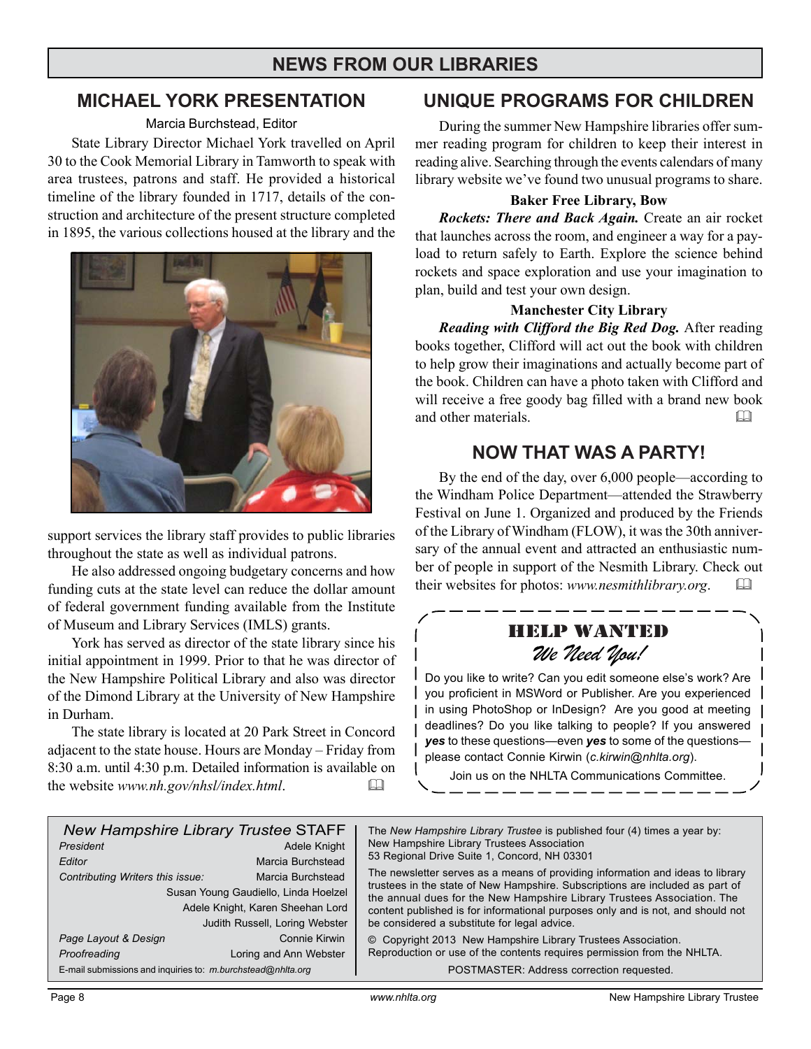# NEWS FROM OUR LIBRARIES

## MICHAEL YORK PRESENTATION

Marcia Burchstead, Editor

State Library Director Michael York travelled on April 30 to the Cook Memorial Library in Tamworth to speak with area trustees, patrons and staff. He provided a historical timeline of the library founded in 1717, details of the construction and architecture of the present structure completed in 1895, the various collections housed at the library and the support services the library staff provides to public libraries throughout the state as well as individual patrons.

He also addressed ongoing budgetary concerns and how funding cuts at the state level can reduce the dollar amount of federal government funding available from the Institute of Museum and Library Services (IMLS) grants.

York has served as director of the state library since his initial appointment in 1999. Prior to that he was director of the New Hampshire Political Library and also was director of the Dimond Library at the University of New Hampshire in Durham.

The state library is located at 20 Park Street in Concord adjacent to the state house. Hours are Monday – Friday from 8:30 a.m. until 4:30 p.m. Detailed information is available on the website *www.nh.gov/nhsl/index.html*.

## UNIQUE PROGRAMS FOR CHILDREN

During the summer New Hampshire libraries offer summer reading program for children to keep their interest in reading alive. Searching through the events calendars of many library website we've found two unusual programs to share.

**Baker Free Library, Bow**

***Rockets: There and Back Again.*** Create an air rocket that launches across the room, and engineer a way for a payload to return safely to Earth. Explore the science behind rockets and space exploration and use your imagination to plan, build and test your own design.

**Manchester City Library**

***Reading with Clifford the Big Red Dog.*** After reading books together, Clifford will act out the book with children to help grow their imaginations and actually become part of the book. Children can have a photo taken with Clifford and will receive a free goody bag filled with a brand new book and other materials.

## NOW THAT WAS A PARTY!

By the end of the day, over 6,000 people—according to the Windham Police Department—attended the Strawberry Festival on June 1. Organized and produced by the Friends of the Library of Windham (FLOW), it was the 30th anniversary of the annual event and attracted an enthusiastic number of people in support of the Nesmith Library. Check out their websites for photos: *www.nesmithlibrary.org*.

## HELP WANTED

*We Need You!*

Do you like to write? Can you edit someone else's work? Are you proficient in MSWord or Publisher. Are you experienced in using PhotoShop or InDesign? Are you good at meeting deadlines? Do you like talking to people? If you answered ***yes*** to these questions—even ***yes*** to some of the questions—please contact Connie Kirwin (*c.kirwin@nhlta.org*).

Join us on the NHLTA Communications Committee.

---

***New Hampshire Library Trustee*** **STAFF**

| | |
|---|---|
| *President* | Adele Knight |
| *Editor* | Marcia Burchstead |
| *Contributing Writers this issue:* | Marcia Burchstead, Susan Young Gaudiello, Linda Hoelzel, Adele Knight, Karen Sheehan Lord, Judith Russell, Loring Webster |
| *Page Layout & Design* | Connie Kirwin |
| *Proofreading* | Loring and Ann Webster |

E-mail submissions and inquiries to: *m.burchstead@nhlta.org*

The *New Hampshire Library Trustee* is published four (4) times a year by:
New Hampshire Library Trustees Association
53 Regional Drive Suite 1, Concord, NH 03301

The newsletter serves as a means of providing information and ideas to library trustees in the state of New Hampshire. Subscriptions are included as part of the annual dues for the New Hampshire Library Trustees Association. The content published is for informational purposes only and is not, and should not be considered a substitute for legal advice.

© Copyright 2013 New Hampshire Library Trustees Association.
Reproduction or use of the contents requires permission from the NHLTA.

POSTMASTER: Address correction requested.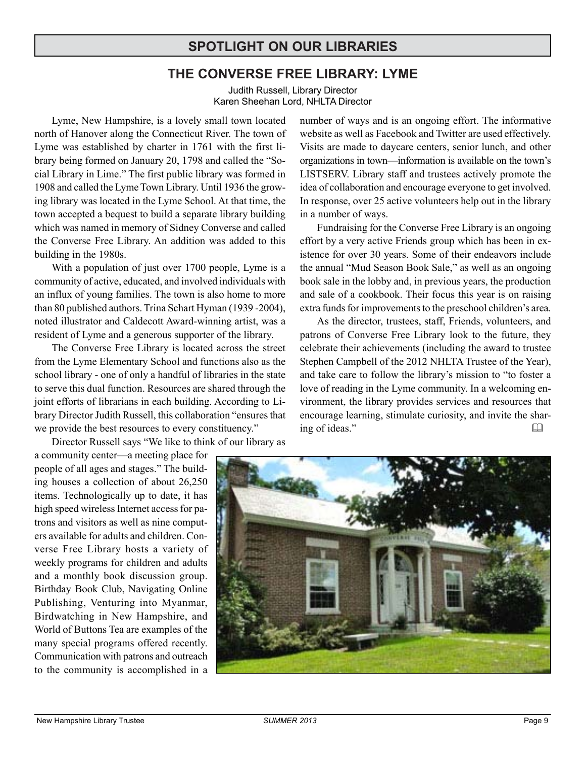## SPOTLIGHT ON OUR LIBRARIES

### THE CONVERSE FREE LIBRARY: LYME

Judith Russell, Library Director
Karen Sheehan Lord, NHLTA Director

Lyme, New Hampshire, is a lovely small town located north of Hanover along the Connecticut River. The town of Lyme was established by charter in 1761 with the first library being formed on January 20, 1798 and called the "Social Library in Lime." The first public library was formed in 1908 and called the Lyme Town Library. Until 1936 the growing library was located in the Lyme School. At that time, the town accepted a bequest to build a separate library building which was named in memory of Sidney Converse and called the Converse Free Library. An addition was added to this building in the 1980s.

With a population of just over 1700 people, Lyme is a community of active, educated, and involved individuals with an influx of young families. The town is also home to more than 80 published authors. Trina Schart Hyman (1939 -2004), noted illustrator and Caldecott Award-winning artist, was a resident of Lyme and a generous supporter of the library.

The Converse Free Library is located across the street from the Lyme Elementary School and functions also as the school library - one of only a handful of libraries in the state to serve this dual function. Resources are shared through the joint efforts of librarians in each building. According to Library Director Judith Russell, this collaboration "ensures that we provide the best resources to every constituency."

Director Russell says "We like to think of our library as a community center—a meeting place for people of all ages and stages." The building houses a collection of about 26,250 items. Technologically up to date, it has high speed wireless Internet access for patrons and visitors as well as nine computers available for adults and children. Converse Free Library hosts a variety of weekly programs for children and adults and a monthly book discussion group. Birthday Book Club, Navigating Online Publishing, Venturing into Myanmar, Birdwatching in New Hampshire, and World of Buttons Tea are examples of the many special programs offered recently. Communication with patrons and outreach to the community is accomplished in a number of ways and is an ongoing effort. The informative website as well as Facebook and Twitter are used effectively. Visits are made to daycare centers, senior lunch, and other organizations in town—information is available on the town's LISTSERV. Library staff and trustees actively promote the idea of collaboration and encourage everyone to get involved. In response, over 25 active volunteers help out in the library in a number of ways.

Fundraising for the Converse Free Library is an ongoing effort by a very active Friends group which has been in existence for over 30 years. Some of their endeavors include the annual "Mud Season Book Sale," as well as an ongoing book sale in the lobby and, in previous years, the production and sale of a cookbook. Their focus this year is on raising extra funds for improvements to the preschool children's area.

As the director, trustees, staff, Friends, volunteers, and patrons of Converse Free Library look to the future, they celebrate their achievements (including the award to trustee Stephen Campbell of the 2012 NHLTA Trustee of the Year), and take care to follow the library's mission to "to foster a love of reading in the Lyme community. In a welcoming environment, the library provides services and resources that encourage learning, stimulate curiosity, and invite the sharing of ideas."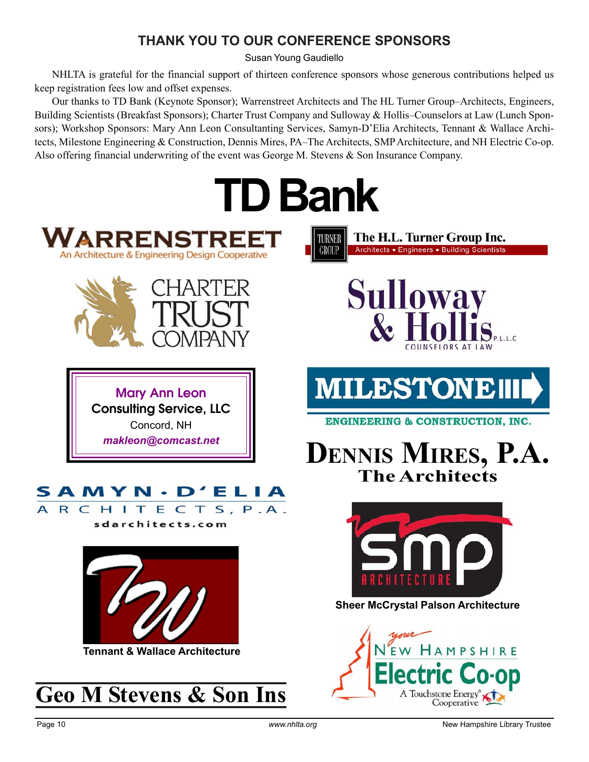## THANK YOU TO OUR CONFERENCE SPONSORS

Susan Young Gaudiello

NHLTA is grateful for the financial support of thirteen conference sponsors whose generous contributions helped us keep registration fees low and offset expenses.

Our thanks to TD Bank (Keynote Sponsor); Warrenstreet Architects and The HL Turner Group–Architects, Engineers, Building Scientists (Breakfast Sponsors); Charter Trust Company and Sulloway & Hollis–Counselors at Law (Lunch Sponsors); Workshop Sponsors: Mary Ann Leon Consultanting Services, Samyn-D'Elia Architects, Tennant & Wallace Architects, Milestone Engineering & Construction, Dennis Mires, PA–The Architects, SMP Architecture, and NH Electric Co-op. Also offering financial underwriting of the event was George M. Stevens & Son Insurance Company.

# TD Bank

**WARRENSTREET**
An Architecture & Engineering Design Cooperative

**The H.L. Turner Group Inc.**
Architects • Engineers • Building Scientists

**CHARTER TRUST COMPANY**

**Sulloway & Hollis P.L.L.C**
COUNSELORS AT LAW

**Mary Ann Leon**
**Consulting Service, LLC**
Concord, NH
*makleon@comcast.net*

**MILESTONE**
ENGINEERING & CONSTRUCTION, INC.

**DENNIS MIRES, P.A.**
**The Architects**

**SAMYN · D'ELIA**
ARCHITECTS, P.A.
sdarchitects.com

**smp** ARCHITECTURE
**Sheer McCrystal Palson Architecture**

**Tennant & Wallace Architecture**

your NEW HAMPSHIRE **Electric Co-op**
A Touchstone Energy® Cooperative

**Geo M Stevens & Son Ins**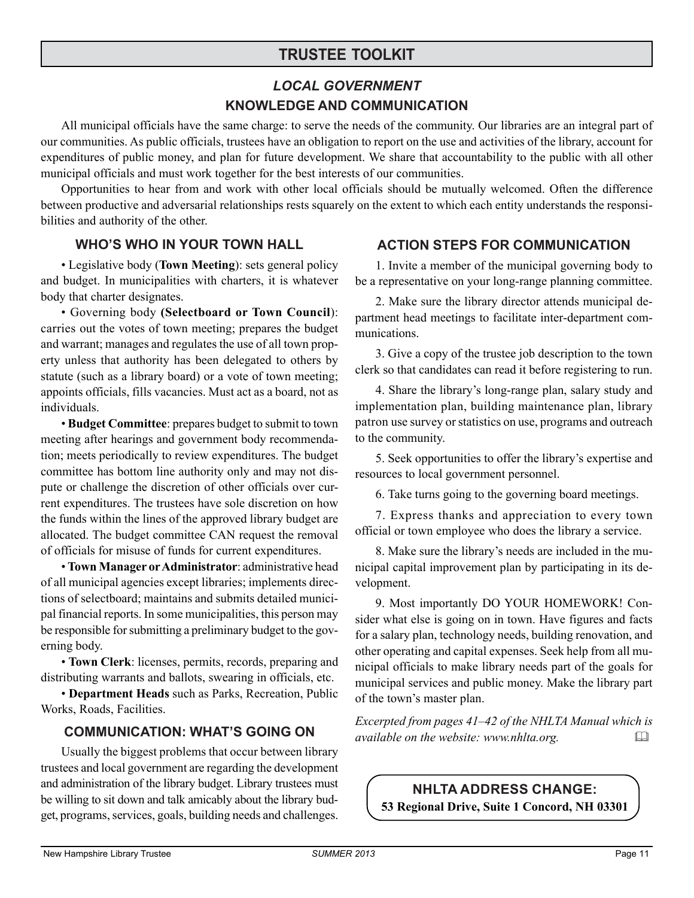# TRUSTEE TOOLKIT

## *LOCAL GOVERNMENT*

## KNOWLEDGE AND COMMUNICATION

All municipal officials have the same charge: to serve the needs of the community. Our libraries are an integral part of our communities. As public officials, trustees have an obligation to report on the use and activities of the library, account for expenditures of public money, and plan for future development. We share that accountability to the public with all other municipal officials and must work together for the best interests of our communities.

Opportunities to hear from and work with other local officials should be mutually welcomed. Often the difference between productive and adversarial relationships rests squarely on the extent to which each entity understands the responsibilities and authority of the other.

### WHO'S WHO IN YOUR TOWN HALL

• Legislative body (**Town Meeting**): sets general policy and budget. In municipalities with charters, it is whatever body that charter designates.

• Governing body **(Selectboard or Town Council)**: carries out the votes of town meeting; prepares the budget and warrant; manages and regulates the use of all town property unless that authority has been delegated to others by statute (such as a library board) or a vote of town meeting; appoints officials, fills vacancies. Must act as a board, not as individuals.

• **Budget Committee**: prepares budget to submit to town meeting after hearings and government body recommendation; meets periodically to review expenditures. The budget committee has bottom line authority only and may not dispute or challenge the discretion of other officials over current expenditures. The trustees have sole discretion on how the funds within the lines of the approved library budget are allocated. The budget committee CAN request the removal of officials for misuse of funds for current expenditures.

• **Town Manager or Administrator**: administrative head of all municipal agencies except libraries; implements directions of selectboard; maintains and submits detailed municipal financial reports. In some municipalities, this person may be responsible for submitting a preliminary budget to the governing body.

• **Town Clerk**: licenses, permits, records, preparing and distributing warrants and ballots, swearing in officials, etc.

• **Department Heads** such as Parks, Recreation, Public Works, Roads, Facilities.

### COMMUNICATION: WHAT'S GOING ON

Usually the biggest problems that occur between library trustees and local government are regarding the development and administration of the library budget. Library trustees must be willing to sit down and talk amicably about the library budget, programs, services, goals, building needs and challenges.

### ACTION STEPS FOR COMMUNICATION

1. Invite a member of the municipal governing body to be a representative on your long-range planning committee.

2. Make sure the library director attends municipal department head meetings to facilitate inter-department communications.

3. Give a copy of the trustee job description to the town clerk so that candidates can read it before registering to run.

4. Share the library's long-range plan, salary study and implementation plan, building maintenance plan, library patron use survey or statistics on use, programs and outreach to the community.

5. Seek opportunities to offer the library's expertise and resources to local government personnel.

6. Take turns going to the governing board meetings.

7. Express thanks and appreciation to every town official or town employee who does the library a service.

8. Make sure the library's needs are included in the municipal capital improvement plan by participating in its development.

9. Most importantly DO YOUR HOMEWORK! Consider what else is going on in town. Have figures and facts for a salary plan, technology needs, building renovation, and other operating and capital expenses. Seek help from all municipal officials to make library needs part of the goals for municipal services and public money. Make the library part of the town's master plan.

*Excerpted from pages 41–42 of the NHLTA Manual which is available on the website: www.nhlta.org.*

**NHLTA ADDRESS CHANGE:**
**53 Regional Drive, Suite 1 Concord, NH 03301**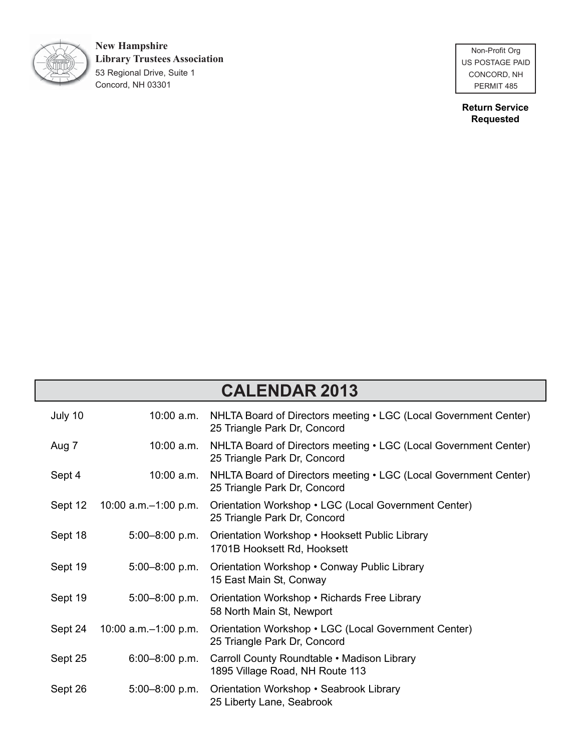**New Hampshire**
**Library Trustees Association**
53 Regional Drive, Suite 1
Concord, NH 03301

Non-Profit Org
US POSTAGE PAID
CONCORD, NH
PERMIT 485

**Return Service Requested**

# CALENDAR 2013

| | | |
|---|---|---|
| July 10 | 10:00 a.m. | NHLTA Board of Directors meeting • LGC (Local Government Center) 25 Triangle Park Dr, Concord |
| Aug 7 | 10:00 a.m. | NHLTA Board of Directors meeting • LGC (Local Government Center) 25 Triangle Park Dr, Concord |
| Sept 4 | 10:00 a.m. | NHLTA Board of Directors meeting • LGC (Local Government Center) 25 Triangle Park Dr, Concord |
| Sept 12 | 10:00 a.m.–1:00 p.m. | Orientation Workshop • LGC (Local Government Center) 25 Triangle Park Dr, Concord |
| Sept 18 | 5:00–8:00 p.m. | Orientation Workshop • Hooksett Public Library 1701B Hooksett Rd, Hooksett |
| Sept 19 | 5:00–8:00 p.m. | Orientation Workshop • Conway Public Library 15 East Main St, Conway |
| Sept 19 | 5:00–8:00 p.m. | Orientation Workshop • Richards Free Library 58 North Main St, Newport |
| Sept 24 | 10:00 a.m.–1:00 p.m. | Orientation Workshop • LGC (Local Government Center) 25 Triangle Park Dr, Concord |
| Sept 25 | 6:00–8:00 p.m. | Carroll County Roundtable • Madison Library 1895 Village Road, NH Route 113 |
| Sept 26 | 5:00–8:00 p.m. | Orientation Workshop • Seabrook Library 25 Liberty Lane, Seabrook |